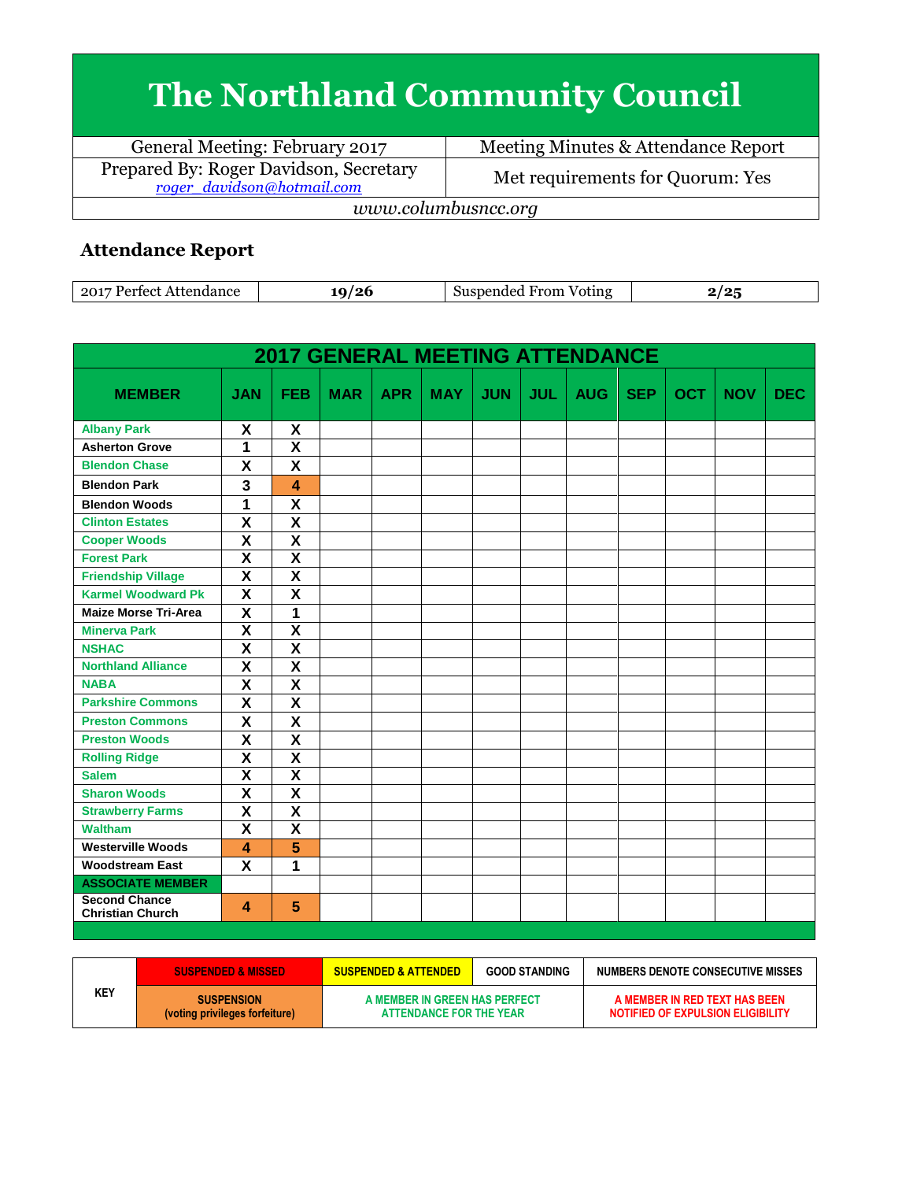# The Northland Community Council

| General Meeting: February 2017 | Meeting Minutes & Attendance Report |
|---|---|
| Prepared By: Roger Davidson, Secretary<br>*roger_davidson@hotmail.com* | Met requirements for Quorum: Yes |

*www.columbusncc.org*

## Attendance Report

| 2017 Perfect Attendance | 19/26 | Suspended From Voting | 2/25 |
|---|---|---|---|

| 2017 GENERAL MEETING ATTENDANCE | | | | | | | | | | | | |
|---|---|---|---|---|---|---|---|---|---|---|---|---|
| **MEMBER** | **JAN** | **FEB** | **MAR** | **APR** | **MAY** | **JUN** | **JUL** | **AUG** | **SEP** | **OCT** | **NOV** | **DEC** |
| Albany Park | X | X | | | | | | | | | | |
| Asherton Grove | 1 | X | | | | | | | | | | |
| Blendon Chase | X | X | | | | | | | | | | |
| Blendon Park | 3 | 4 | | | | | | | | | | |
| Blendon Woods | 1 | X | | | | | | | | | | |
| Clinton Estates | X | X | | | | | | | | | | |
| Cooper Woods | X | X | | | | | | | | | | |
| Forest Park | X | X | | | | | | | | | | |
| Friendship Village | X | X | | | | | | | | | | |
| Karmel Woodward Pk | X | X | | | | | | | | | | |
| Maize Morse Tri-Area | X | 1 | | | | | | | | | | |
| Minerva Park | X | X | | | | | | | | | | |
| NSHAC | X | X | | | | | | | | | | |
| Northland Alliance | X | X | | | | | | | | | | |
| NABA | X | X | | | | | | | | | | |
| Parkshire Commons | X | X | | | | | | | | | | |
| Preston Commons | X | X | | | | | | | | | | |
| Preston Woods | X | X | | | | | | | | | | |
| Rolling Ridge | X | X | | | | | | | | | | |
| Salem | X | X | | | | | | | | | | |
| Sharon Woods | X | X | | | | | | | | | | |
| Strawberry Farms | X | X | | | | | | | | | | |
| Waltham | X | X | | | | | | | | | | |
| Westerville Woods | 4 | 5 | | | | | | | | | | |
| Woodstream East | X | 1 | | | | | | | | | | |
| **ASSOCIATE MEMBER** | | | | | | | | | | | | |
| Second Chance Christian Church | 4 | 5 | | | | | | | | | | |

| KEY | SUSPENDED & MISSED | SUSPENDED & ATTENDED | GOOD STANDING | NUMBERS DENOTE CONSECUTIVE MISSES |
|---|---|---|---|---|
| | SUSPENSION (voting privileges forfeiture) | A MEMBER IN GREEN HAS PERFECT ATTENDANCE FOR THE YEAR | | A MEMBER IN RED TEXT HAS BEEN NOTIFIED OF EXPULSION ELIGIBILITY |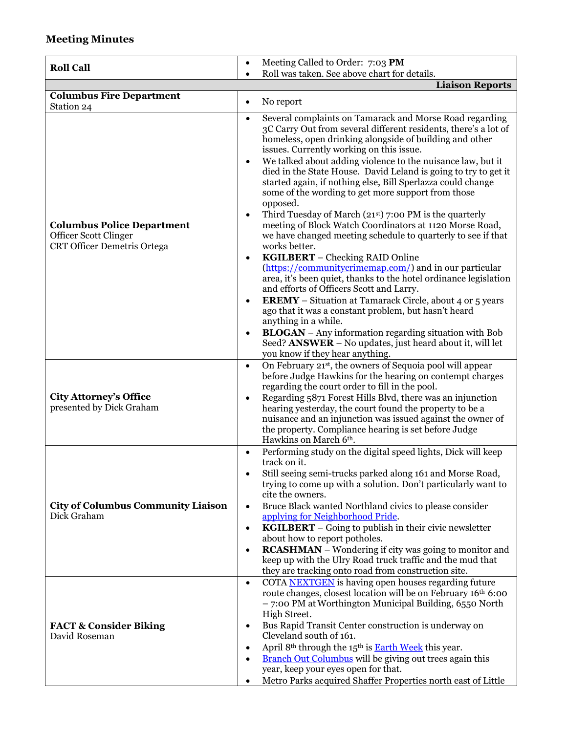## Meeting Minutes

| Roll Call | • Meeting Called to Order: 7:03 **PM**<br>• Roll was taken. See above chart for details. |
|---|---|
| | **Liaison Reports** |
| **Columbus Fire Department**<br>Station 24 | • No report |
| **Columbus Police Department**<br>Officer Scott Clinger<br>CRT Officer Demetris Ortega | • Several complaints on Tamarack and Morse Road regarding 3C Carry Out from several different residents, there's a lot of homeless, open drinking alongside of building and other issues. Currently working on this issue.<br>• We talked about adding violence to the nuisance law, but it died in the State House. David Leland is going to try to get it started again, if nothing else, Bill Sperlazza could change some of the wording to get more support from those opposed.<br>• Third Tuesday of March (21st) 7:00 PM is the quarterly meeting of Block Watch Coordinators at 1120 Morse Road, we have changed meeting schedule to quarterly to see if that works better.<br>• **KGILBERT** – Checking RAID Online (https://communitycrimemap.com/) and in our particular area, it's been quiet, thanks to the hotel ordinance legislation and efforts of Officers Scott and Larry.<br>• **EREMY** – Situation at Tamarack Circle, about 4 or 5 years ago that it was a constant problem, but hasn't heard anything in a while.<br>• **BLOGAN** – Any information regarding situation with Bob Seed? **ANSWER** – No updates, just heard about it, will let you know if they hear anything. |
| **City Attorney's Office**<br>presented by Dick Graham | • On February 21st, the owners of Sequoia pool will appear before Judge Hawkins for the hearing on contempt charges regarding the court order to fill in the pool.<br>• Regarding 5871 Forest Hills Blvd, there was an injunction hearing yesterday, the court found the property to be a nuisance and an injunction was issued against the owner of the property. Compliance hearing is set before Judge Hawkins on March 6th. |
| **City of Columbus Community Liaison**<br>Dick Graham | • Performing study on the digital speed lights, Dick will keep track on it.<br>• Still seeing semi-trucks parked along 161 and Morse Road, trying to come up with a solution. Don't particularly want to cite the owners.<br>• Bruce Black wanted Northland civics to please consider applying for Neighborhood Pride.<br>• **KGILBERT** – Going to publish in their civic newsletter about how to report potholes.<br>• **RCASHMAN** – Wondering if city was going to monitor and keep up with the Ulry Road truck traffic and the mud that they are tracking onto road from construction site. |
| **FACT & Consider Biking**<br>David Roseman | • COTA NEXTGEN is having open houses regarding future route changes, closest location will be on February 16th 6:00 – 7:00 PM at Worthington Municipal Building, 6550 North High Street.<br>• Bus Rapid Transit Center construction is underway on Cleveland south of 161.<br>• April 8th through the 15th is Earth Week this year.<br>• Branch Out Columbus will be giving out trees again this year, keep your eyes open for that.<br>• Metro Parks acquired Shaffer Properties north east of Little |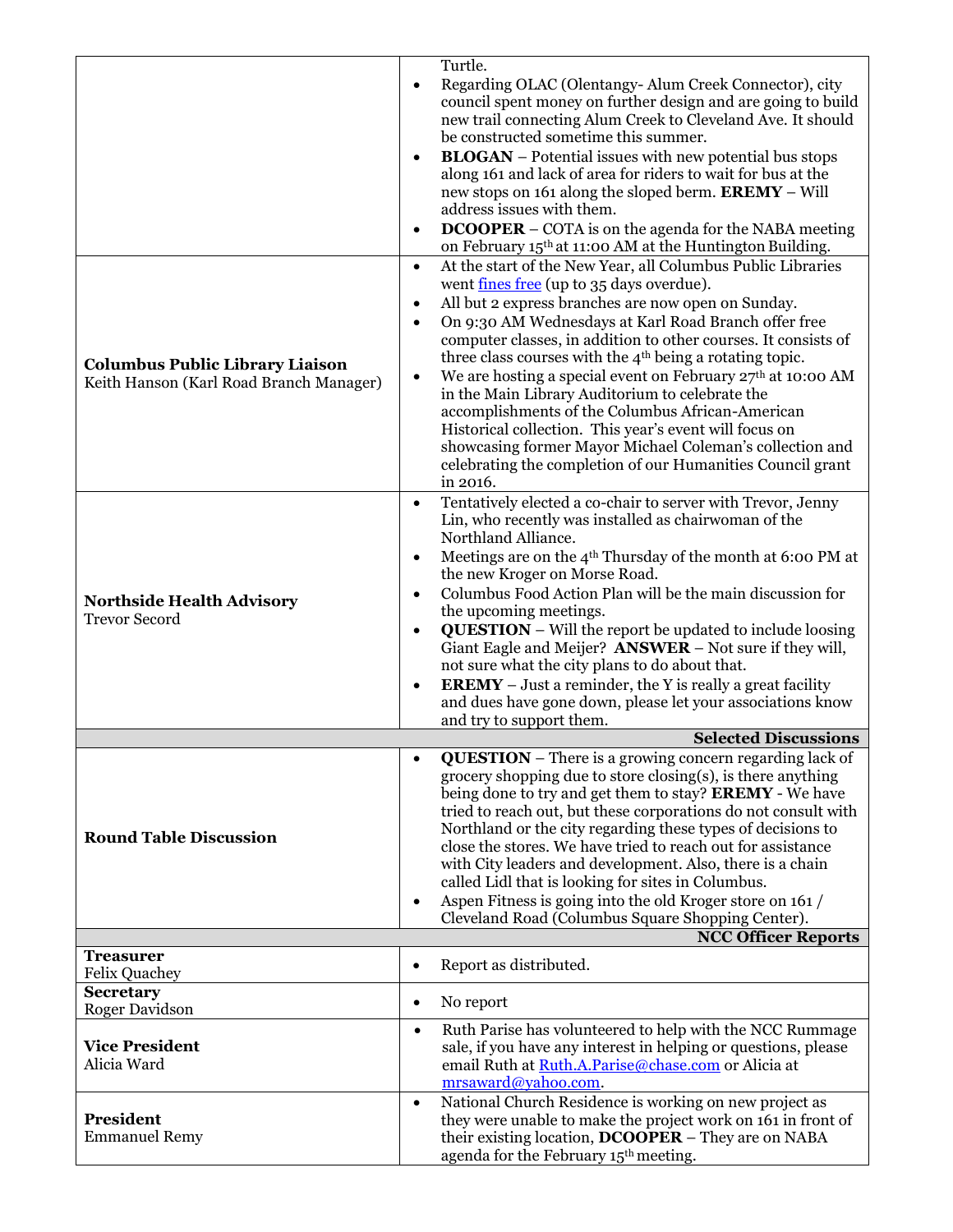| | |
|---|---|
| | Turtle.<br>• Regarding OLAC (Olentangy- Alum Creek Connector), city council spent money on further design and are going to build new trail connecting Alum Creek to Cleveland Ave. It should be constructed sometime this summer.<br>• **BLOGAN** – Potential issues with new potential bus stops along 161 and lack of area for riders to wait for bus at the new stops on 161 along the sloped berm. **EREMY** – Will address issues with them.<br>• **DCOOPER** – COTA is on the agenda for the NABA meeting on February 15th at 11:00 AM at the Huntington Building. |
| **Columbus Public Library Liaison**<br>Keith Hanson (Karl Road Branch Manager) | • At the start of the New Year, all Columbus Public Libraries went fines free (up to 35 days overdue).<br>• All but 2 express branches are now open on Sunday.<br>• On 9:30 AM Wednesdays at Karl Road Branch offer free computer classes, in addition to other courses. It consists of three class courses with the 4th being a rotating topic.<br>• We are hosting a special event on February 27th at 10:00 AM in the Main Library Auditorium to celebrate the accomplishments of the Columbus African-American Historical collection. This year's event will focus on showcasing former Mayor Michael Coleman's collection and celebrating the completion of our Humanities Council grant in 2016. |
| **Northside Health Advisory**<br>Trevor Secord | • Tentatively elected a co-chair to server with Trevor, Jenny Lin, who recently was installed as chairwoman of the Northland Alliance.<br>• Meetings are on the 4th Thursday of the month at 6:00 PM at the new Kroger on Morse Road.<br>• Columbus Food Action Plan will be the main discussion for the upcoming meetings.<br>• **QUESTION** – Will the report be updated to include loosing Giant Eagle and Meijer? **ANSWER** – Not sure if they will, not sure what the city plans to do about that.<br>• **EREMY** – Just a reminder, the Y is really a great facility and dues have gone down, please let your associations know and try to support them. |
| | **Selected Discussions** |
| **Round Table Discussion** | • **QUESTION** – There is a growing concern regarding lack of grocery shopping due to store closing(s), is there anything being done to try and get them to stay? **EREMY** - We have tried to reach out, but these corporations do not consult with Northland or the city regarding these types of decisions to close the stores. We have tried to reach out for assistance with City leaders and development. Also, there is a chain called Lidl that is looking for sites in Columbus.<br>• Aspen Fitness is going into the old Kroger store on 161 / Cleveland Road (Columbus Square Shopping Center). |
| | **NCC Officer Reports** |
| **Treasurer**<br>Felix Quachey | • Report as distributed. |
| **Secretary**<br>Roger Davidson | • No report |
| **Vice President**<br>Alicia Ward | • Ruth Parise has volunteered to help with the NCC Rummage sale, if you have any interest in helping or questions, please email Ruth at Ruth.A.Parise@chase.com or Alicia at mrsaward@yahoo.com. |
| **President**<br>Emmanuel Remy | • National Church Residence is working on new project as they were unable to make the project work on 161 in front of their existing location, **DCOOPER** – They are on NABA agenda for the February 15th meeting. |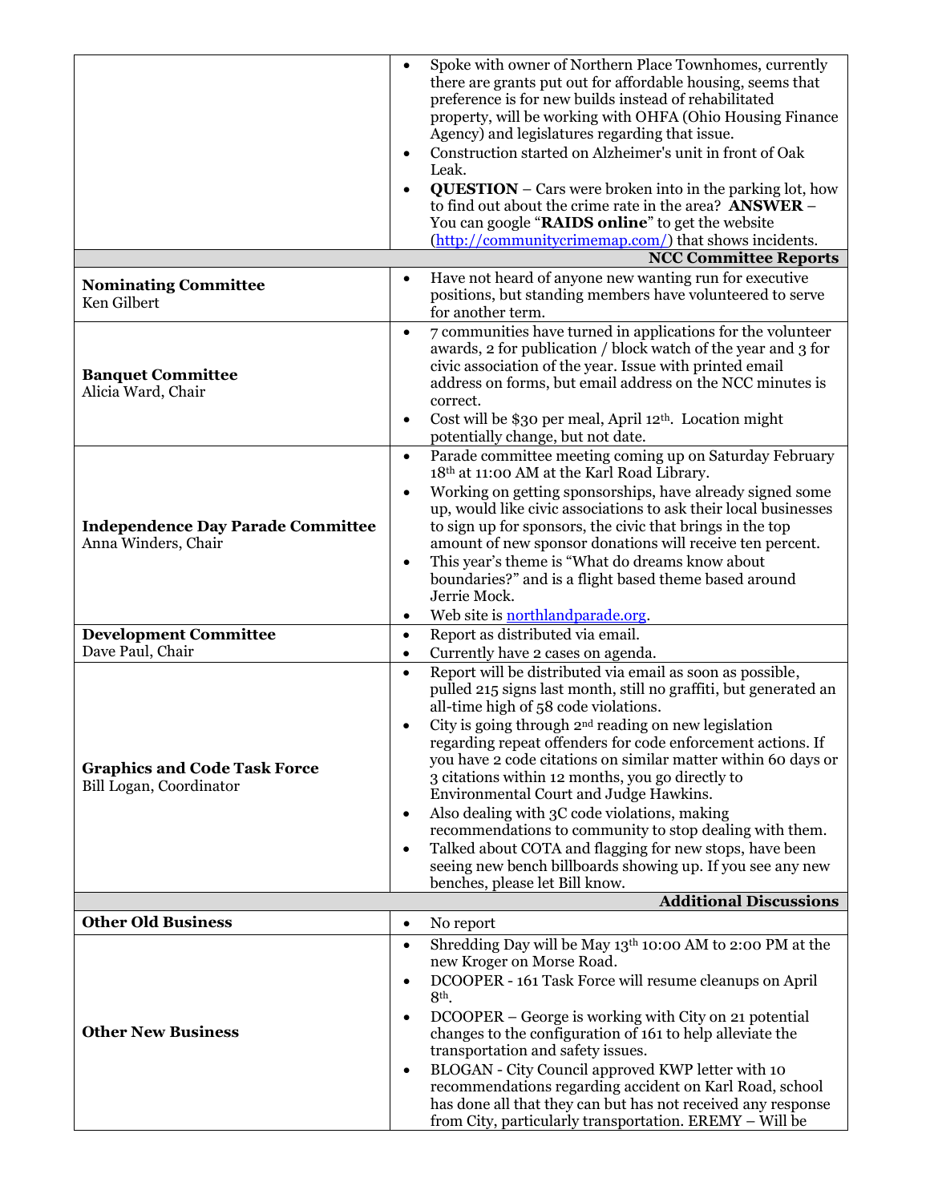| | |
|---|---|
| | • Spoke with owner of Northern Place Townhomes, currently there are grants put out for affordable housing, seems that preference is for new builds instead of rehabilitated property, will be working with OHFA (Ohio Housing Finance Agency) and legislatures regarding that issue.<br>• Construction started on Alzheimer's unit in front of Oak Leak.<br>• **QUESTION** – Cars were broken into in the parking lot, how to find out about the crime rate in the area? **ANSWER** – You can google "**RAIDS online**" to get the website (http://communitycrimemap.com/) that shows incidents. |
| | **NCC Committee Reports** |
| **Nominating Committee**<br>Ken Gilbert | • Have not heard of anyone new wanting run for executive positions, but standing members have volunteered to serve for another term. |
| **Banquet Committee**<br>Alicia Ward, Chair | • 7 communities have turned in applications for the volunteer awards, 2 for publication / block watch of the year and 3 for civic association of the year. Issue with printed email address on forms, but email address on the NCC minutes is correct.<br>• Cost will be $30 per meal, April 12th. Location might potentially change, but not date. |
| **Independence Day Parade Committee**<br>Anna Winders, Chair | • Parade committee meeting coming up on Saturday February 18th at 11:00 AM at the Karl Road Library.<br>• Working on getting sponsorships, have already signed some up, would like civic associations to ask their local businesses to sign up for sponsors, the civic that brings in the top amount of new sponsor donations will receive ten percent.<br>• This year's theme is "What do dreams know about boundaries?" and is a flight based theme based around Jerrie Mock.<br>• Web site is northlandparade.org. |
| **Development Committee**<br>Dave Paul, Chair | • Report as distributed via email.<br>• Currently have 2 cases on agenda. |
| **Graphics and Code Task Force**<br>Bill Logan, Coordinator | • Report will be distributed via email as soon as possible, pulled 215 signs last month, still no graffiti, but generated an all-time high of 58 code violations.<br>• City is going through 2nd reading on new legislation regarding repeat offenders for code enforcement actions. If you have 2 code citations on similar matter within 60 days or 3 citations within 12 months, you go directly to Environmental Court and Judge Hawkins.<br>• Also dealing with 3C code violations, making recommendations to community to stop dealing with them.<br>• Talked about COTA and flagging for new stops, have been seeing new bench billboards showing up. If you see any new benches, please let Bill know. |
| | **Additional Discussions** |
| **Other Old Business** | • No report |
| **Other New Business** | • Shredding Day will be May 13th 10:00 AM to 2:00 PM at the new Kroger on Morse Road.<br>• DCOOPER - 161 Task Force will resume cleanups on April 8th.<br>• DCOOPER – George is working with City on 21 potential changes to the configuration of 161 to help alleviate the transportation and safety issues.<br>• BLOGAN - City Council approved KWP letter with 10 recommendations regarding accident on Karl Road, school has done all that they can but has not received any response from City, particularly transportation. EREMY – Will be |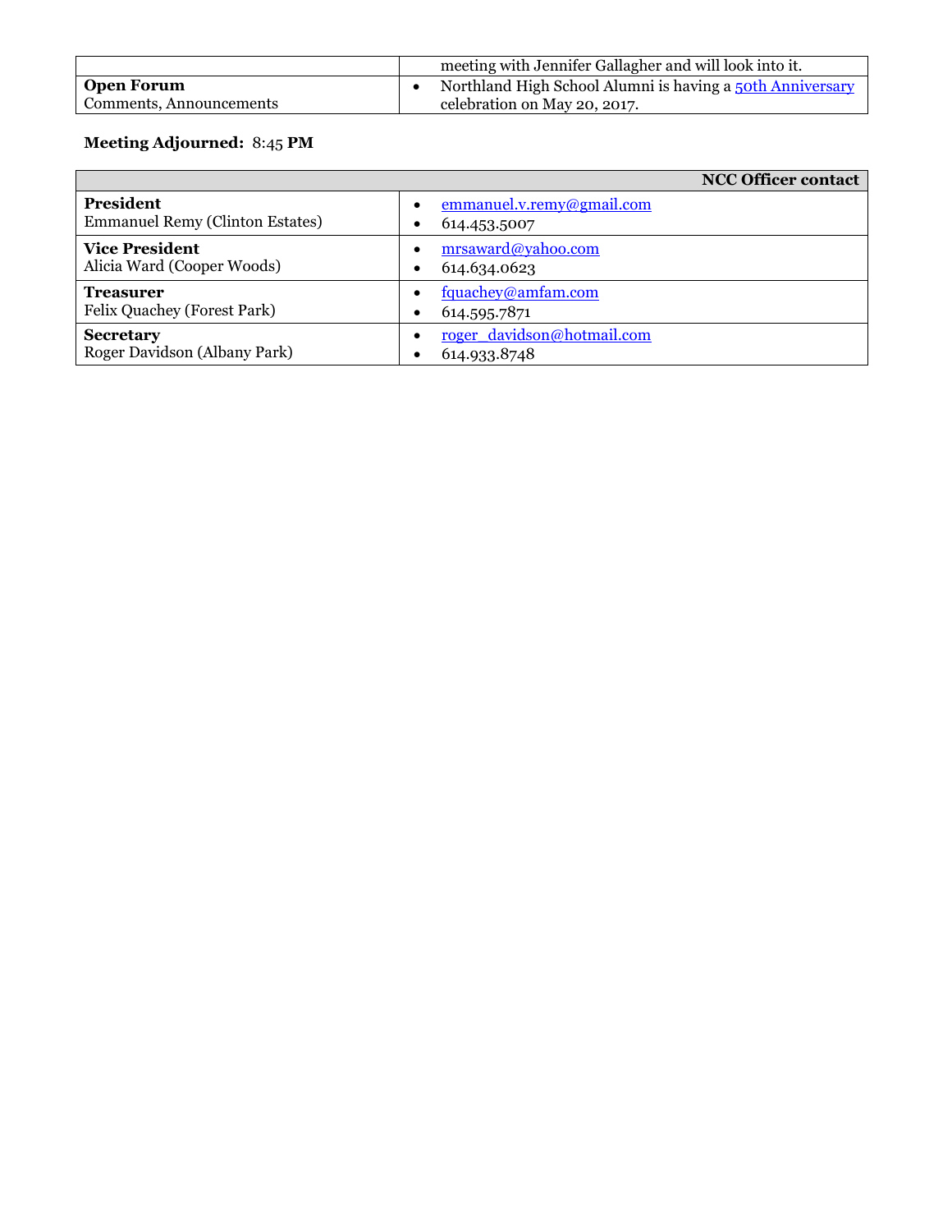| | |
|---|---|
| | meeting with Jennifer Gallagher and will look into it. |
| **Open Forum**<br>Comments, Announcements | • Northland High School Alumni is having a 50th Anniversary celebration on May 20, 2017. |

**Meeting Adjourned:** 8:45 **PM**

| | **NCC Officer contact** |
|---|---|
| **President**<br>Emmanuel Remy (Clinton Estates) | • emmanuel.v.remy@gmail.com<br>• 614.453.5007 |
| **Vice President**<br>Alicia Ward (Cooper Woods) | • mrsaward@yahoo.com<br>• 614.634.0623 |
| **Treasurer**<br>Felix Quachey (Forest Park) | • fquachey@amfam.com<br>• 614.595.7871 |
| **Secretary**<br>Roger Davidson (Albany Park) | • roger_davidson@hotmail.com<br>• 614.933.8748 |